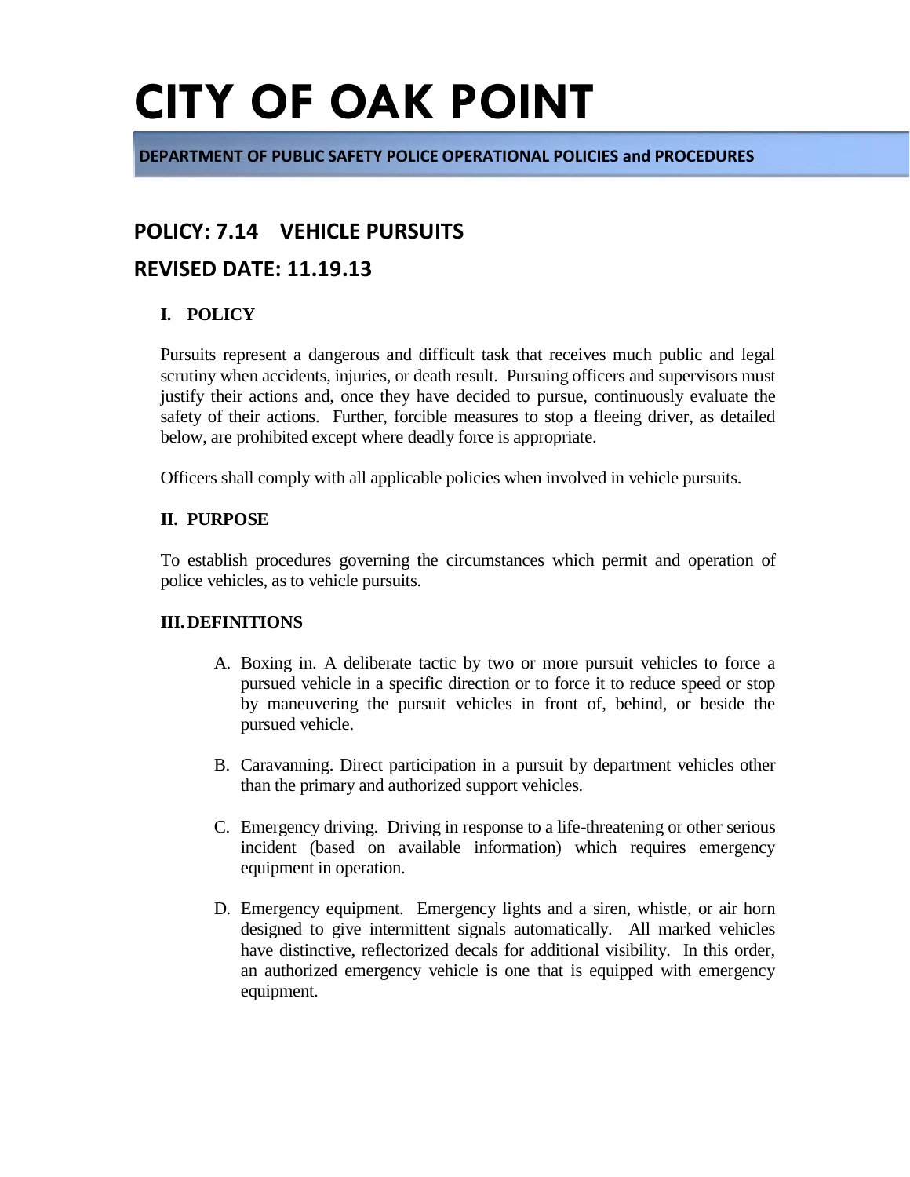# CITY OF OAK POINT

**DEPARTMENT OF PUBLIC SAFETY POLICE OPERATIONAL POLICIES and PROCEDURES**

## POLICY: 7.14 VEHICLE PURSUITS

## REVISED DATE: 11.19.13

### I. POLICY

Pursuits represent a dangerous and difficult task that receives much public and legal scrutiny when accidents, injuries, or death result. Pursuing officers and supervisors must justify their actions and, once they have decided to pursue, continuously evaluate the safety of their actions. Further, forcible measures to stop a fleeing driver, as detailed below, are prohibited except where deadly force is appropriate.

Officers shall comply with all applicable policies when involved in vehicle pursuits.

### II. PURPOSE

To establish procedures governing the circumstances which permit and operation of police vehicles, as to vehicle pursuits.

### III. DEFINITIONS

A. Boxing in. A deliberate tactic by two or more pursuit vehicles to force a pursued vehicle in a specific direction or to force it to reduce speed or stop by maneuvering the pursuit vehicles in front of, behind, or beside the pursued vehicle.

B. Caravanning. Direct participation in a pursuit by department vehicles other than the primary and authorized support vehicles.

C. Emergency driving. Driving in response to a life-threatening or other serious incident (based on available information) which requires emergency equipment in operation.

D. Emergency equipment. Emergency lights and a siren, whistle, or air horn designed to give intermittent signals automatically. All marked vehicles have distinctive, reflectorized decals for additional visibility. In this order, an authorized emergency vehicle is one that is equipped with emergency equipment.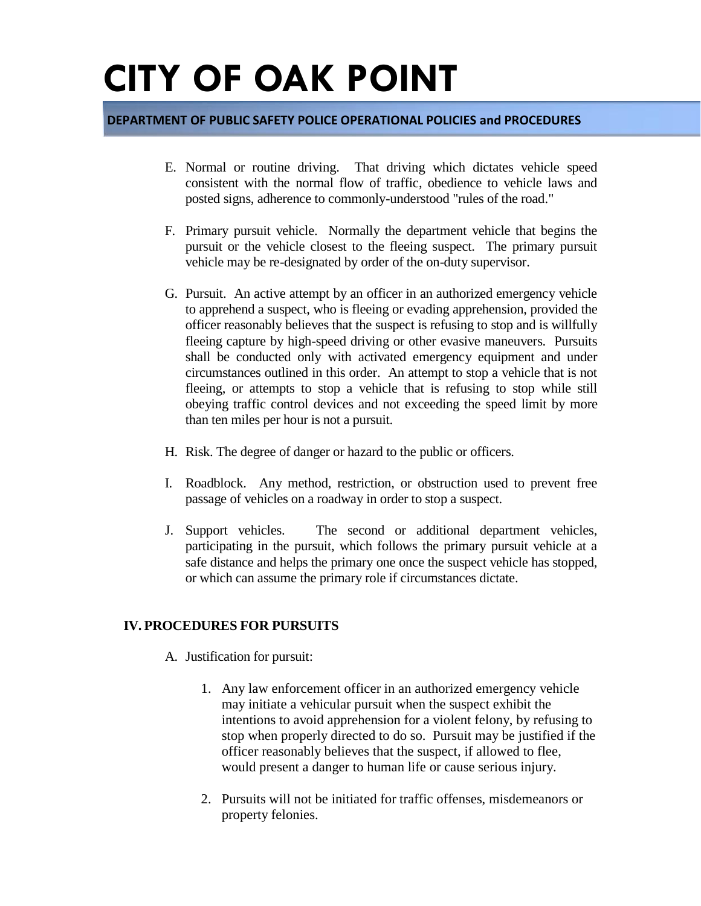E. Normal or routine driving. That driving which dictates vehicle speed consistent with the normal flow of traffic, obedience to vehicle laws and posted signs, adherence to commonly-understood "rules of the road."

F. Primary pursuit vehicle. Normally the department vehicle that begins the pursuit or the vehicle closest to the fleeing suspect. The primary pursuit vehicle may be re-designated by order of the on-duty supervisor.

G. Pursuit. An active attempt by an officer in an authorized emergency vehicle to apprehend a suspect, who is fleeing or evading apprehension, provided the officer reasonably believes that the suspect is refusing to stop and is willfully fleeing capture by high-speed driving or other evasive maneuvers. Pursuits shall be conducted only with activated emergency equipment and under circumstances outlined in this order. An attempt to stop a vehicle that is not fleeing, or attempts to stop a vehicle that is refusing to stop while still obeying traffic control devices and not exceeding the speed limit by more than ten miles per hour is not a pursuit.

H. Risk. The degree of danger or hazard to the public or officers.

I. Roadblock. Any method, restriction, or obstruction used to prevent free passage of vehicles on a roadway in order to stop a suspect.

J. Support vehicles. The second or additional department vehicles, participating in the pursuit, which follows the primary pursuit vehicle at a safe distance and helps the primary one once the suspect vehicle has stopped, or which can assume the primary role if circumstances dictate.

## IV. PROCEDURES FOR PURSUITS

A. Justification for pursuit:

1. Any law enforcement officer in an authorized emergency vehicle may initiate a vehicular pursuit when the suspect exhibit the intentions to avoid apprehension for a violent felony, by refusing to stop when properly directed to do so. Pursuit may be justified if the officer reasonably believes that the suspect, if allowed to flee, would present a danger to human life or cause serious injury.

2. Pursuits will not be initiated for traffic offenses, misdemeanors or property felonies.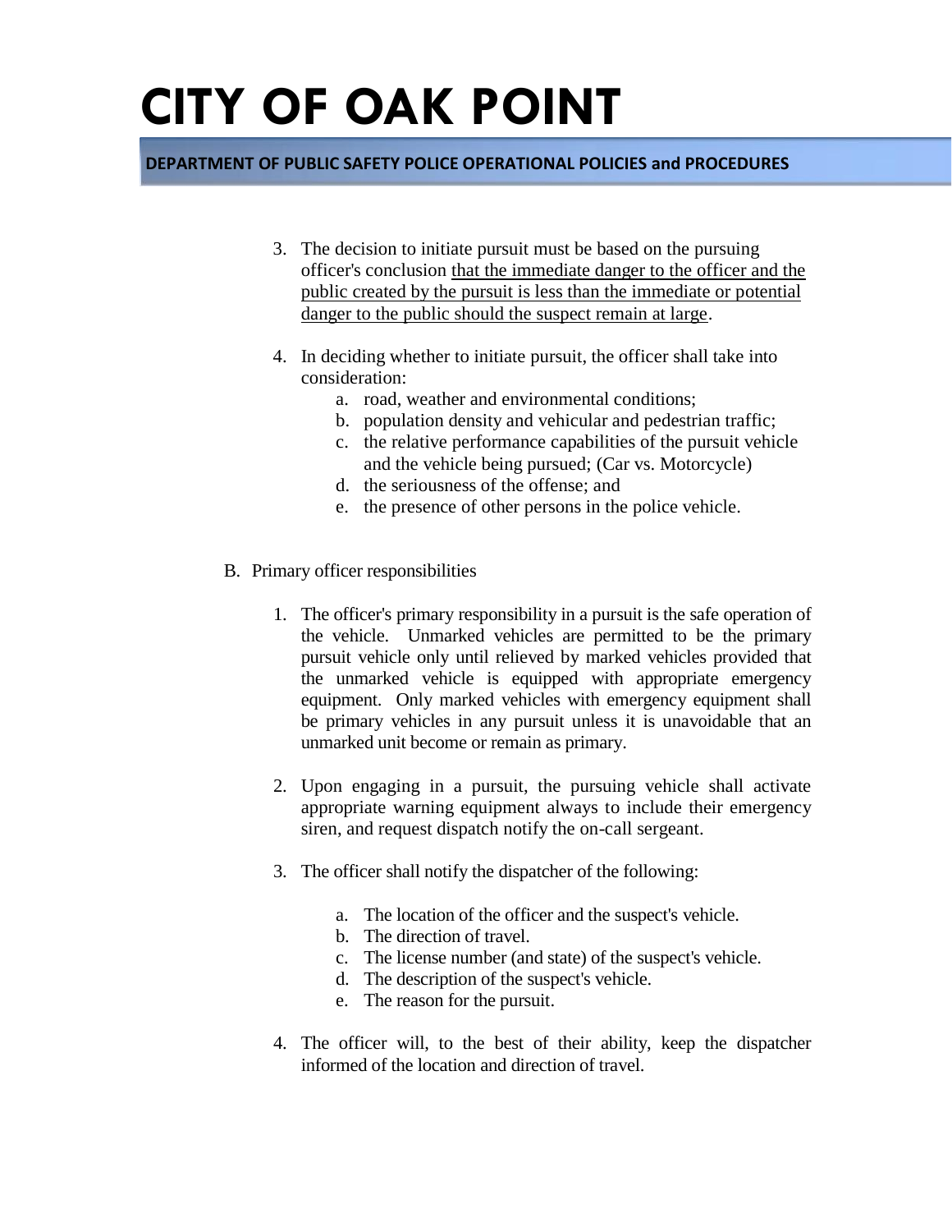3. The decision to initiate pursuit must be based on the pursuing officer's conclusion <u>that the immediate danger to the officer and the public created by the pursuit is less than the immediate or potential danger to the public should the suspect remain at large</u>.

4. In deciding whether to initiate pursuit, the officer shall take into consideration:
   a. road, weather and environmental conditions;
   b. population density and vehicular and pedestrian traffic;
   c. the relative performance capabilities of the pursuit vehicle and the vehicle being pursued; (Car vs. Motorcycle)
   d. the seriousness of the offense; and
   e. the presence of other persons in the police vehicle.

B. Primary officer responsibilities

1. The officer's primary responsibility in a pursuit is the safe operation of the vehicle. Unmarked vehicles are permitted to be the primary pursuit vehicle only until relieved by marked vehicles provided that the unmarked vehicle is equipped with appropriate emergency equipment. Only marked vehicles with emergency equipment shall be primary vehicles in any pursuit unless it is unavoidable that an unmarked unit become or remain as primary.

2. Upon engaging in a pursuit, the pursuing vehicle shall activate appropriate warning equipment always to include their emergency siren, and request dispatch notify the on-call sergeant.

3. The officer shall notify the dispatcher of the following:

   a. The location of the officer and the suspect's vehicle.
   b. The direction of travel.
   c. The license number (and state) of the suspect's vehicle.
   d. The description of the suspect's vehicle.
   e. The reason for the pursuit.

4. The officer will, to the best of their ability, keep the dispatcher informed of the location and direction of travel.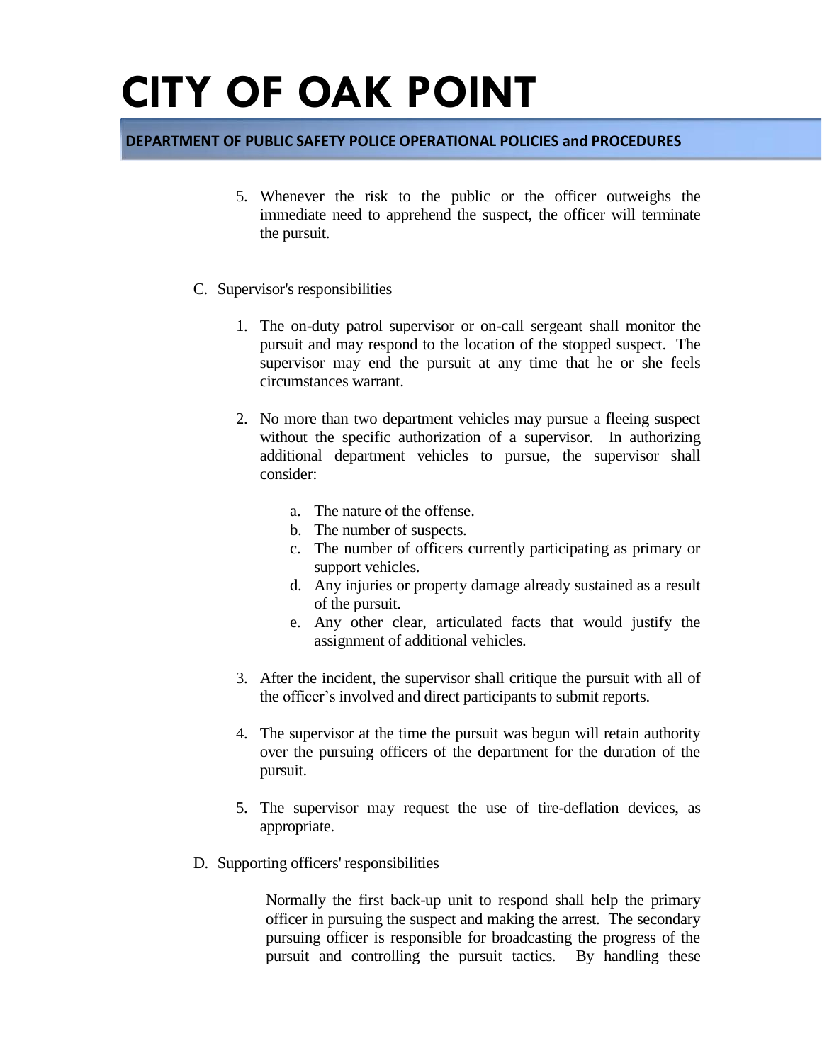5. Whenever the risk to the public or the officer outweighs the immediate need to apprehend the suspect, the officer will terminate the pursuit.

C. Supervisor's responsibilities

1. The on-duty patrol supervisor or on-call sergeant shall monitor the pursuit and may respond to the location of the stopped suspect. The supervisor may end the pursuit at any time that he or she feels circumstances warrant.

2. No more than two department vehicles may pursue a fleeing suspect without the specific authorization of a supervisor. In authorizing additional department vehicles to pursue, the supervisor shall consider:

   a. The nature of the offense.
   b. The number of suspects.
   c. The number of officers currently participating as primary or support vehicles.
   d. Any injuries or property damage already sustained as a result of the pursuit.
   e. Any other clear, articulated facts that would justify the assignment of additional vehicles.

3. After the incident, the supervisor shall critique the pursuit with all of the officer's involved and direct participants to submit reports.

4. The supervisor at the time the pursuit was begun will retain authority over the pursuing officers of the department for the duration of the pursuit.

5. The supervisor may request the use of tire-deflation devices, as appropriate.

D. Supporting officers' responsibilities

Normally the first back-up unit to respond shall help the primary officer in pursuing the suspect and making the arrest. The secondary pursuing officer is responsible for broadcasting the progress of the pursuit and controlling the pursuit tactics. By handling these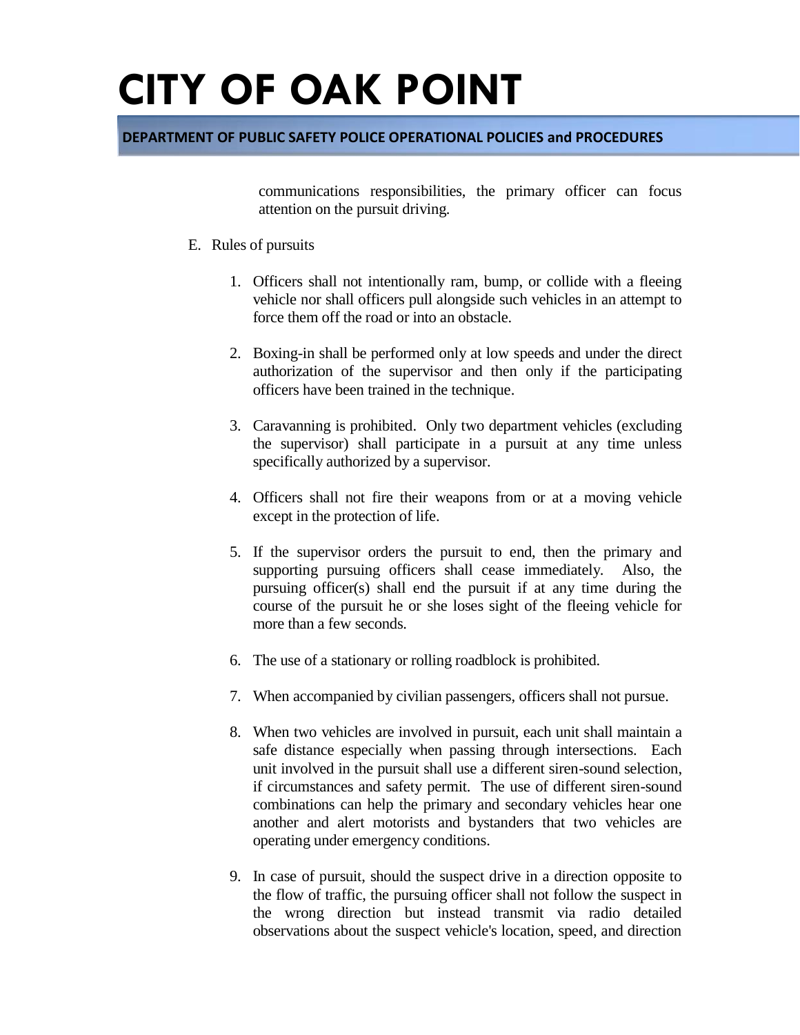communications responsibilities, the primary officer can focus attention on the pursuit driving.

E. Rules of pursuits

1. Officers shall not intentionally ram, bump, or collide with a fleeing vehicle nor shall officers pull alongside such vehicles in an attempt to force them off the road or into an obstacle.

2. Boxing-in shall be performed only at low speeds and under the direct authorization of the supervisor and then only if the participating officers have been trained in the technique.

3. Caravanning is prohibited. Only two department vehicles (excluding the supervisor) shall participate in a pursuit at any time unless specifically authorized by a supervisor.

4. Officers shall not fire their weapons from or at a moving vehicle except in the protection of life.

5. If the supervisor orders the pursuit to end, then the primary and supporting pursuing officers shall cease immediately. Also, the pursuing officer(s) shall end the pursuit if at any time during the course of the pursuit he or she loses sight of the fleeing vehicle for more than a few seconds.

6. The use of a stationary or rolling roadblock is prohibited.

7. When accompanied by civilian passengers, officers shall not pursue.

8. When two vehicles are involved in pursuit, each unit shall maintain a safe distance especially when passing through intersections. Each unit involved in the pursuit shall use a different siren-sound selection, if circumstances and safety permit. The use of different siren-sound combinations can help the primary and secondary vehicles hear one another and alert motorists and bystanders that two vehicles are operating under emergency conditions.

9. In case of pursuit, should the suspect drive in a direction opposite to the flow of traffic, the pursuing officer shall not follow the suspect in the wrong direction but instead transmit via radio detailed observations about the suspect vehicle's location, speed, and direction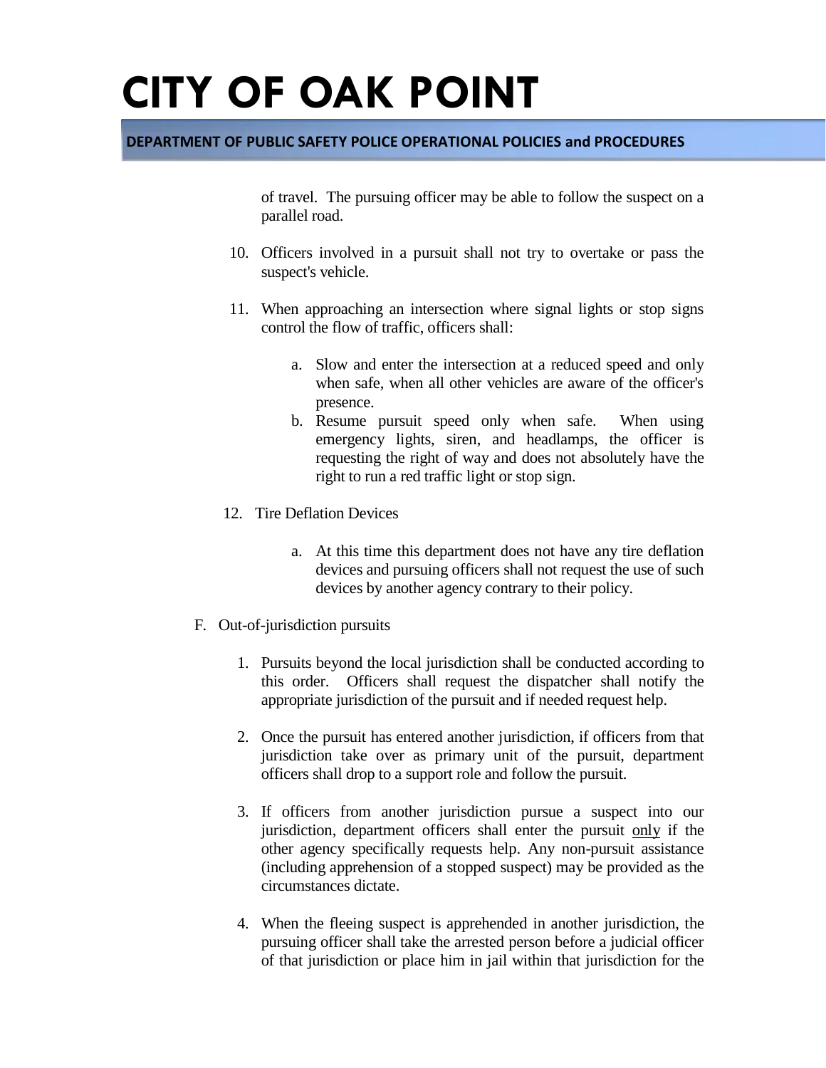of travel. The pursuing officer may be able to follow the suspect on a parallel road.

10. Officers involved in a pursuit shall not try to overtake or pass the suspect's vehicle.

11. When approaching an intersection where signal lights or stop signs control the flow of traffic, officers shall:

    a. Slow and enter the intersection at a reduced speed and only when safe, when all other vehicles are aware of the officer's presence.
    b. Resume pursuit speed only when safe. When using emergency lights, siren, and headlamps, the officer is requesting the right of way and does not absolutely have the right to run a red traffic light or stop sign.

12. Tire Deflation Devices

    a. At this time this department does not have any tire deflation devices and pursuing officers shall not request the use of such devices by another agency contrary to their policy.

F. Out-of-jurisdiction pursuits

1. Pursuits beyond the local jurisdiction shall be conducted according to this order. Officers shall request the dispatcher shall notify the appropriate jurisdiction of the pursuit and if needed request help.

2. Once the pursuit has entered another jurisdiction, if officers from that jurisdiction take over as primary unit of the pursuit, department officers shall drop to a support role and follow the pursuit.

3. If officers from another jurisdiction pursue a suspect into our jurisdiction, department officers shall enter the pursuit only if the other agency specifically requests help. Any non-pursuit assistance (including apprehension of a stopped suspect) may be provided as the circumstances dictate.

4. When the fleeing suspect is apprehended in another jurisdiction, the pursuing officer shall take the arrested person before a judicial officer of that jurisdiction or place him in jail within that jurisdiction for the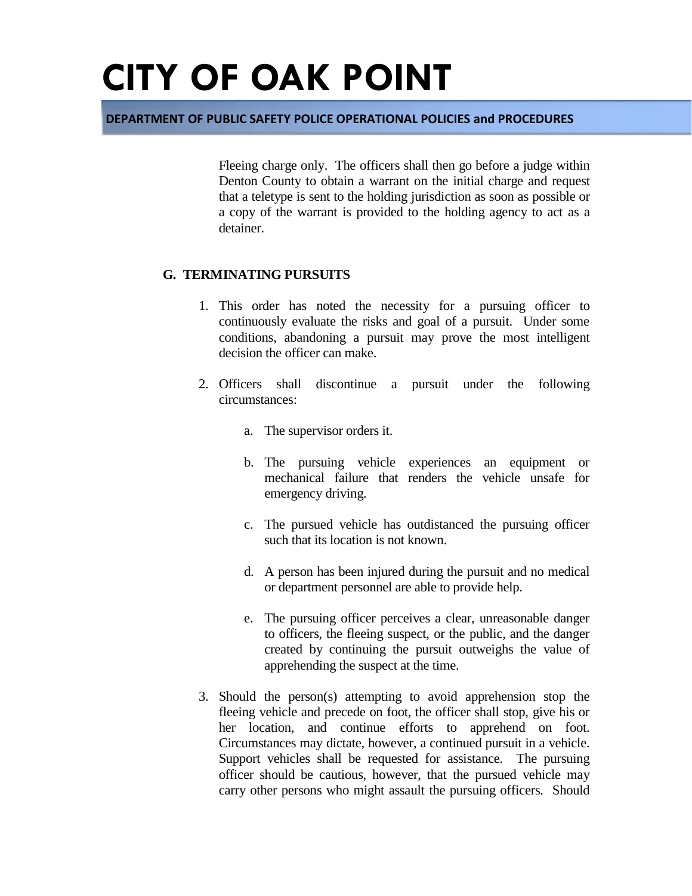Fleeing charge only. The officers shall then go before a judge within Denton County to obtain a warrant on the initial charge and request that a teletype is sent to the holding jurisdiction as soon as possible or a copy of the warrant is provided to the holding agency to act as a detainer.

## G. TERMINATING PURSUITS

1. This order has noted the necessity for a pursuing officer to continuously evaluate the risks and goal of a pursuit. Under some conditions, abandoning a pursuit may prove the most intelligent decision the officer can make.

2. Officers shall discontinue a pursuit under the following circumstances:

    a. The supervisor orders it.

    b. The pursuing vehicle experiences an equipment or mechanical failure that renders the vehicle unsafe for emergency driving.

    c. The pursued vehicle has outdistanced the pursuing officer such that its location is not known.

    d. A person has been injured during the pursuit and no medical or department personnel are able to provide help.

    e. The pursuing officer perceives a clear, unreasonable danger to officers, the fleeing suspect, or the public, and the danger created by continuing the pursuit outweighs the value of apprehending the suspect at the time.

3. Should the person(s) attempting to avoid apprehension stop the fleeing vehicle and precede on foot, the officer shall stop, give his or her location, and continue efforts to apprehend on foot. Circumstances may dictate, however, a continued pursuit in a vehicle. Support vehicles shall be requested for assistance. The pursuing officer should be cautious, however, that the pursued vehicle may carry other persons who might assault the pursuing officers. Should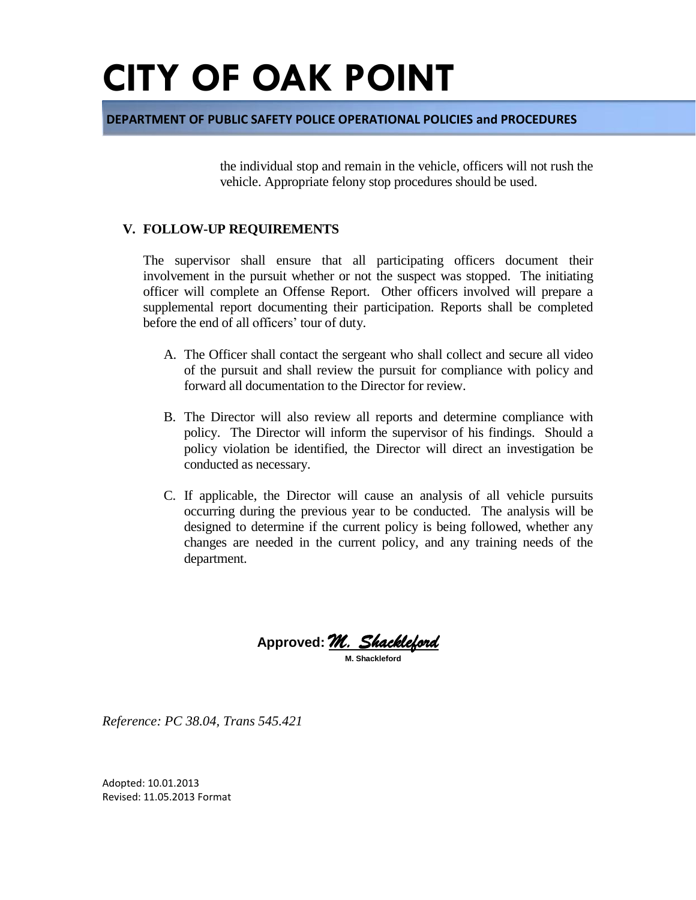the individual stop and remain in the vehicle, officers will not rush the vehicle. Appropriate felony stop procedures should be used.

## V. FOLLOW-UP REQUIREMENTS

The supervisor shall ensure that all participating officers document their involvement in the pursuit whether or not the suspect was stopped. The initiating officer will complete an Offense Report. Other officers involved will prepare a supplemental report documenting their participation. Reports shall be completed before the end of all officers' tour of duty.

A. The Officer shall contact the sergeant who shall collect and secure all video of the pursuit and shall review the pursuit for compliance with policy and forward all documentation to the Director for review.

B. The Director will also review all reports and determine compliance with policy. The Director will inform the supervisor of his findings. Should a policy violation be identified, the Director will direct an investigation be conducted as necessary.

C. If applicable, the Director will cause an analysis of all vehicle pursuits occurring during the previous year to be conducted. The analysis will be designed to determine if the current policy is being followed, whether any changes are needed in the current policy, and any training needs of the department.

**Approved:** *M. Shackleford*
**M. Shackleford**

*Reference: PC 38.04, Trans 545.421*

Adopted: 10.01.2013
Revised: 11.05.2013 Format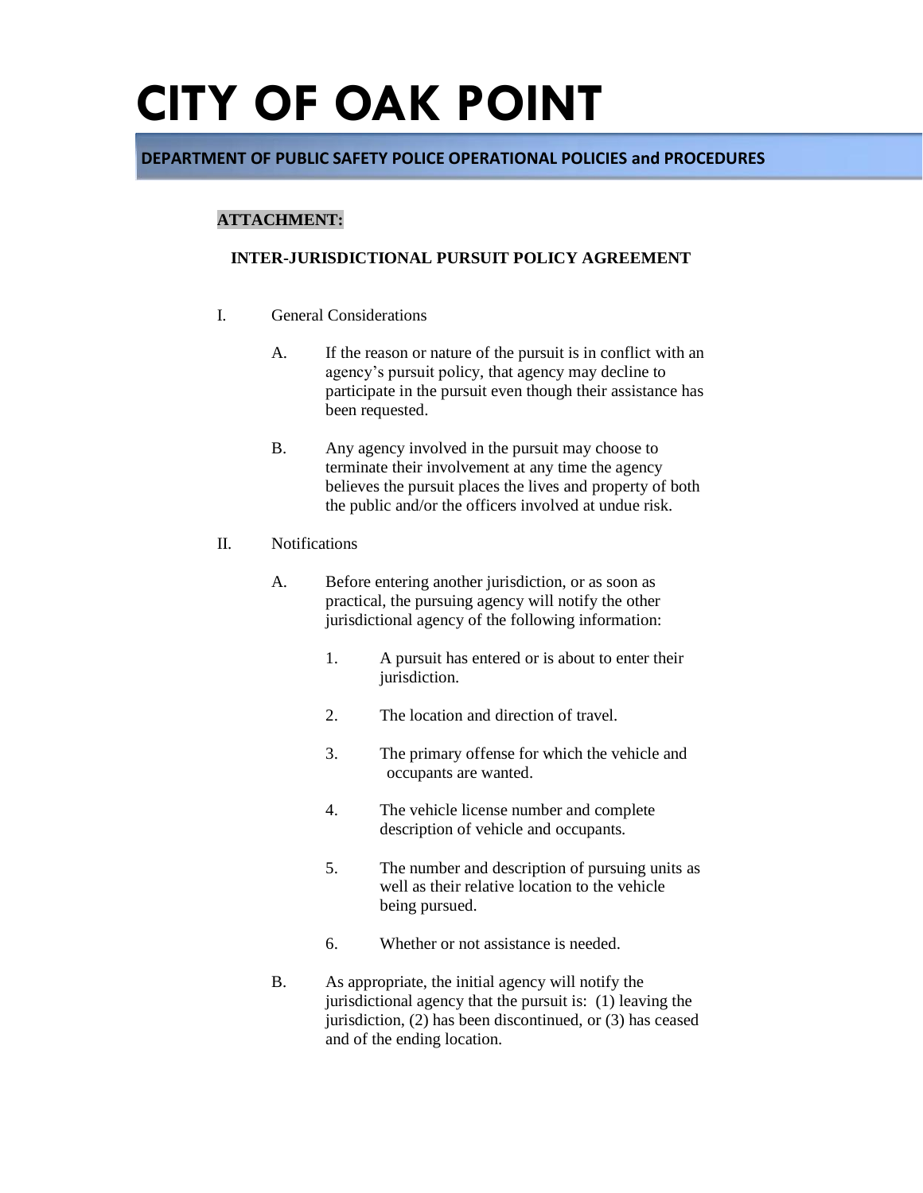# CITY OF OAK POINT

## DEPARTMENT OF PUBLIC SAFETY POLICE OPERATIONAL POLICIES and PROCEDURES

**ATTACHMENT:**

**INTER-JURISDICTIONAL PURSUIT POLICY AGREEMENT**

I. General Considerations

   A. If the reason or nature of the pursuit is in conflict with an agency's pursuit policy, that agency may decline to participate in the pursuit even though their assistance has been requested.

   B. Any agency involved in the pursuit may choose to terminate their involvement at any time the agency believes the pursuit places the lives and property of both the public and/or the officers involved at undue risk.

II. Notifications

   A. Before entering another jurisdiction, or as soon as practical, the pursuing agency will notify the other jurisdictional agency of the following information:

      1. A pursuit has entered or is about to enter their jurisdiction.

      2. The location and direction of travel.

      3. The primary offense for which the vehicle and occupants are wanted.

      4. The vehicle license number and complete description of vehicle and occupants.

      5. The number and description of pursuing units as well as their relative location to the vehicle being pursued.

      6. Whether or not assistance is needed.

   B. As appropriate, the initial agency will notify the jurisdictional agency that the pursuit is: (1) leaving the jurisdiction, (2) has been discontinued, or (3) has ceased and of the ending location.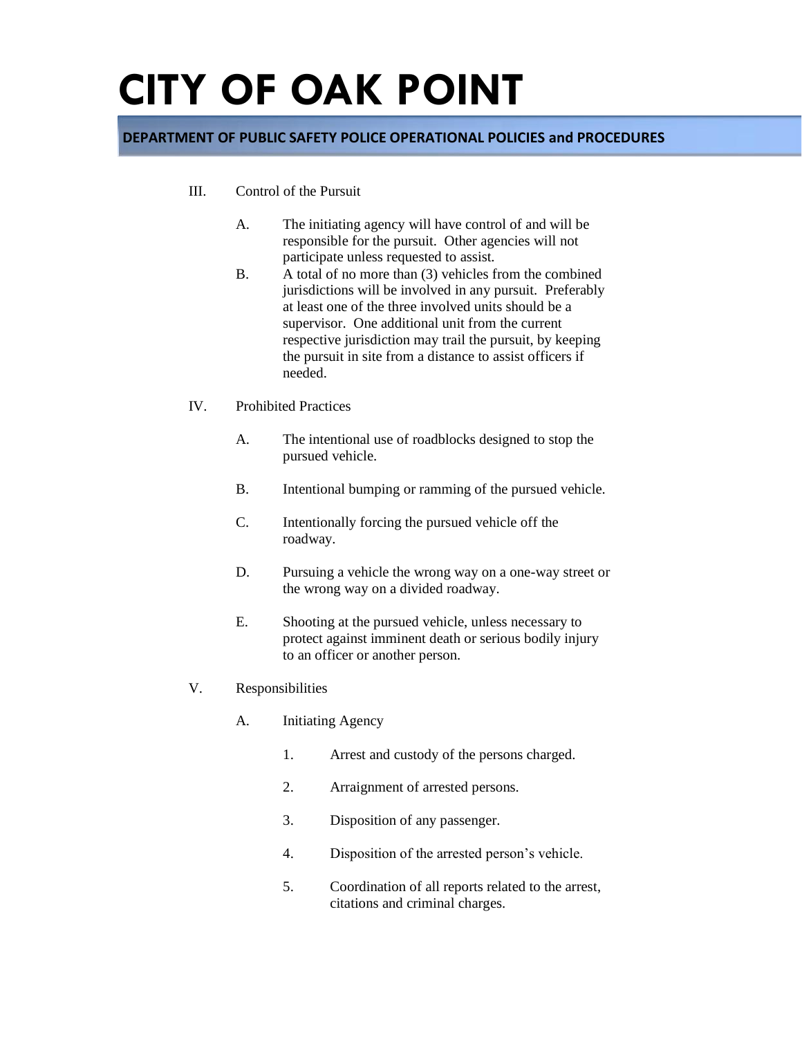III. Control of the Pursuit

A. The initiating agency will have control of and will be responsible for the pursuit. Other agencies will not participate unless requested to assist.

B. A total of no more than (3) vehicles from the combined jurisdictions will be involved in any pursuit. Preferably at least one of the three involved units should be a supervisor. One additional unit from the current respective jurisdiction may trail the pursuit, by keeping the pursuit in site from a distance to assist officers if needed.

IV. Prohibited Practices

A. The intentional use of roadblocks designed to stop the pursued vehicle.

B. Intentional bumping or ramming of the pursued vehicle.

C. Intentionally forcing the pursued vehicle off the roadway.

D. Pursuing a vehicle the wrong way on a one-way street or the wrong way on a divided roadway.

E. Shooting at the pursued vehicle, unless necessary to protect against imminent death or serious bodily injury to an officer or another person.

V. Responsibilities

A. Initiating Agency

1. Arrest and custody of the persons charged.

2. Arraignment of arrested persons.

3. Disposition of any passenger.

4. Disposition of the arrested person's vehicle.

5. Coordination of all reports related to the arrest, citations and criminal charges.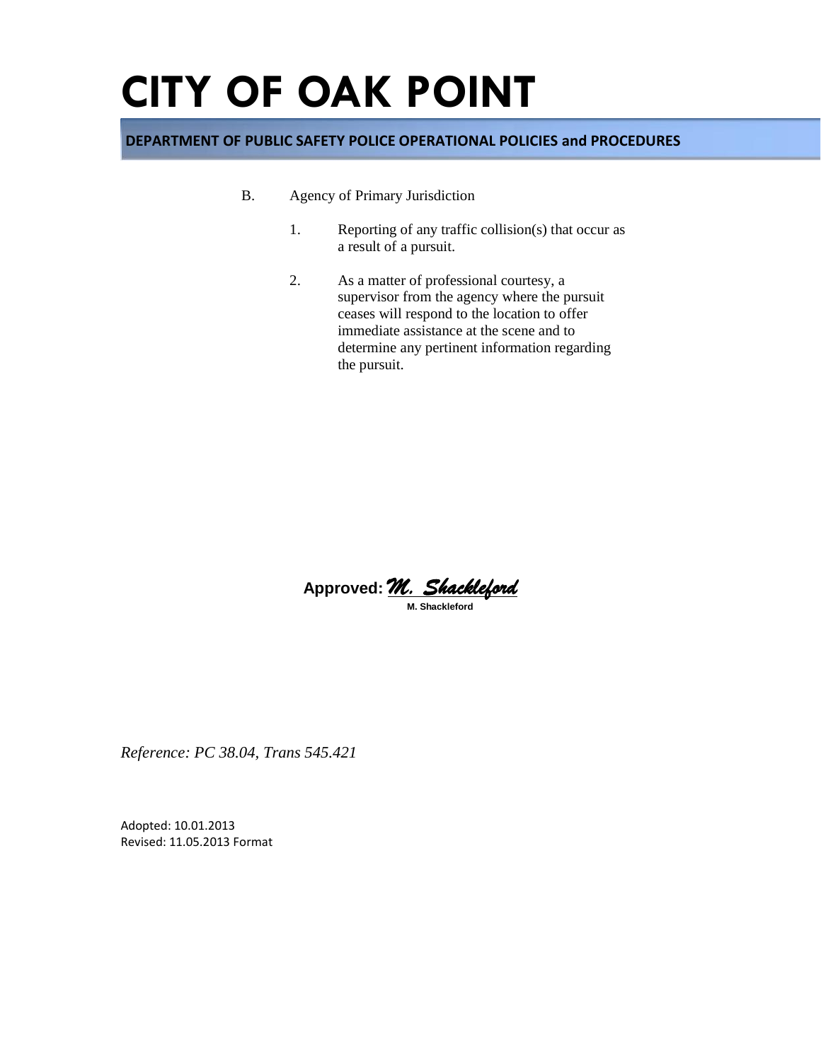B. Agency of Primary Jurisdiction

1. Reporting of any traffic collision(s) that occur as a result of a pursuit.

2. As a matter of professional courtesy, a supervisor from the agency where the pursuit ceases will respond to the location to offer immediate assistance at the scene and to determine any pertinent information regarding the pursuit.

**Approved:** *M. Shackleford*
**M. Shackleford**

*Reference: PC 38.04, Trans 545.421*

Adopted: 10.01.2013
Revised: 11.05.2013 Format